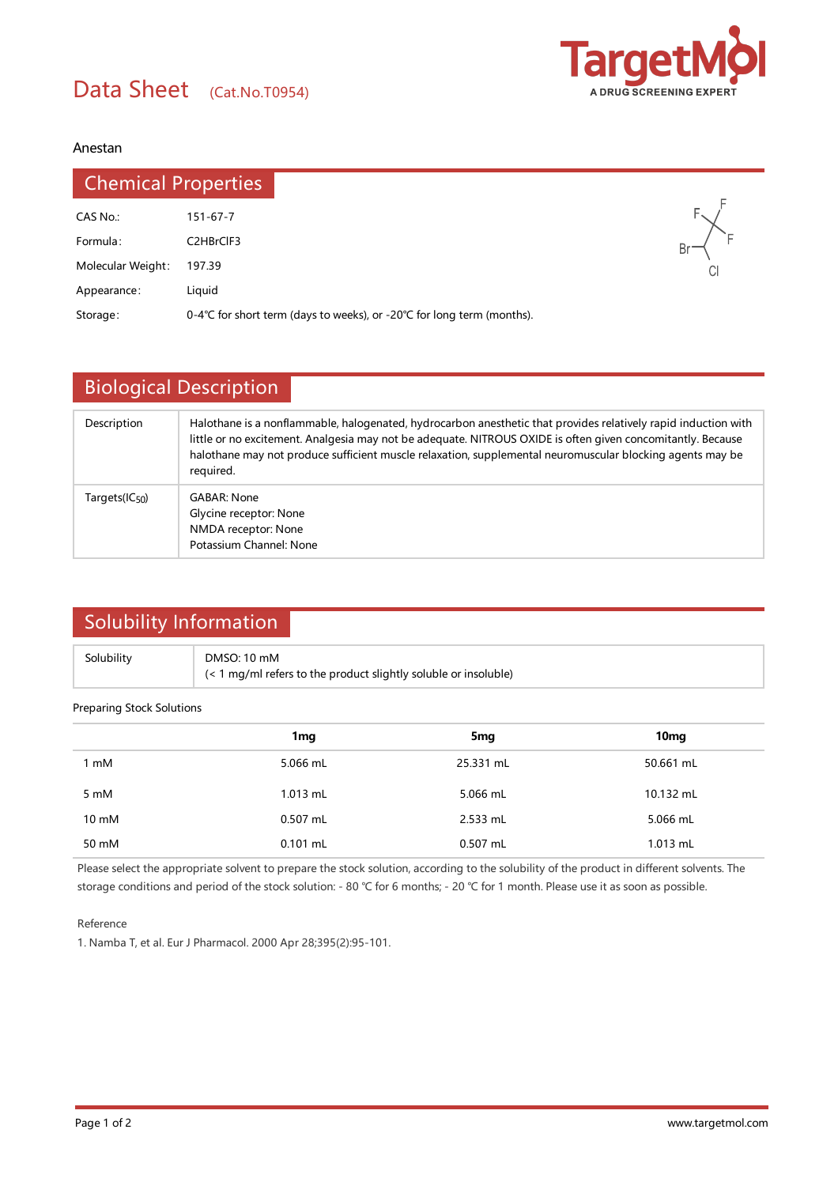# Data Sheet (Cat.No.T0954)

Anestan

## Chemical Properties

| | |
|---|---|
| CAS No.: | 151-67-7 |
| Formula: | C2HBrClF3 |
| Molecular Weight: | 197.39 |
| Appearance: | Liquid |
| Storage: | 0-4℃ for short term (days to weeks), or -20℃ for long term (months). |

## Biological Description

| | |
|---|---|
| Description | Halothane is a nonflammable, halogenated, hydrocarbon anesthetic that provides relatively rapid induction with little or no excitement. Analgesia may not be adequate. NITROUS OXIDE is often given concomitantly. Because halothane may not produce sufficient muscle relaxation, supplemental neuromuscular blocking agents may be required. |
| Targets($IC_{50}$) | GABAR: None<br>Glycine receptor: None<br>NMDA receptor: None<br>Potassium Channel: None |

## Solubility Information

| | |
|---|---|
| Solubility | DMSO: 10 mM<br>(< 1 mg/ml refers to the product slightly soluble or insoluble) |

Preparing Stock Solutions

| | 1mg | 5mg | 10mg |
|---|---|---|---|
| 1 mM | 5.066 mL | 25.331 mL | 50.661 mL |
| 5 mM | 1.013 mL | 5.066 mL | 10.132 mL |
| 10 mM | 0.507 mL | 2.533 mL | 5.066 mL |
| 50 mM | 0.101 mL | 0.507 mL | 1.013 mL |

Please select the appropriate solvent to prepare the stock solution, according to the solubility of the product in different solvents. The storage conditions and period of the stock solution: - 80 ℃ for 6 months; - 20 ℃ for 1 month. Please use it as soon as possible.

Reference

1. Namba T, et al. Eur J Pharmacol. 2000 Apr 28;395(2):95-101.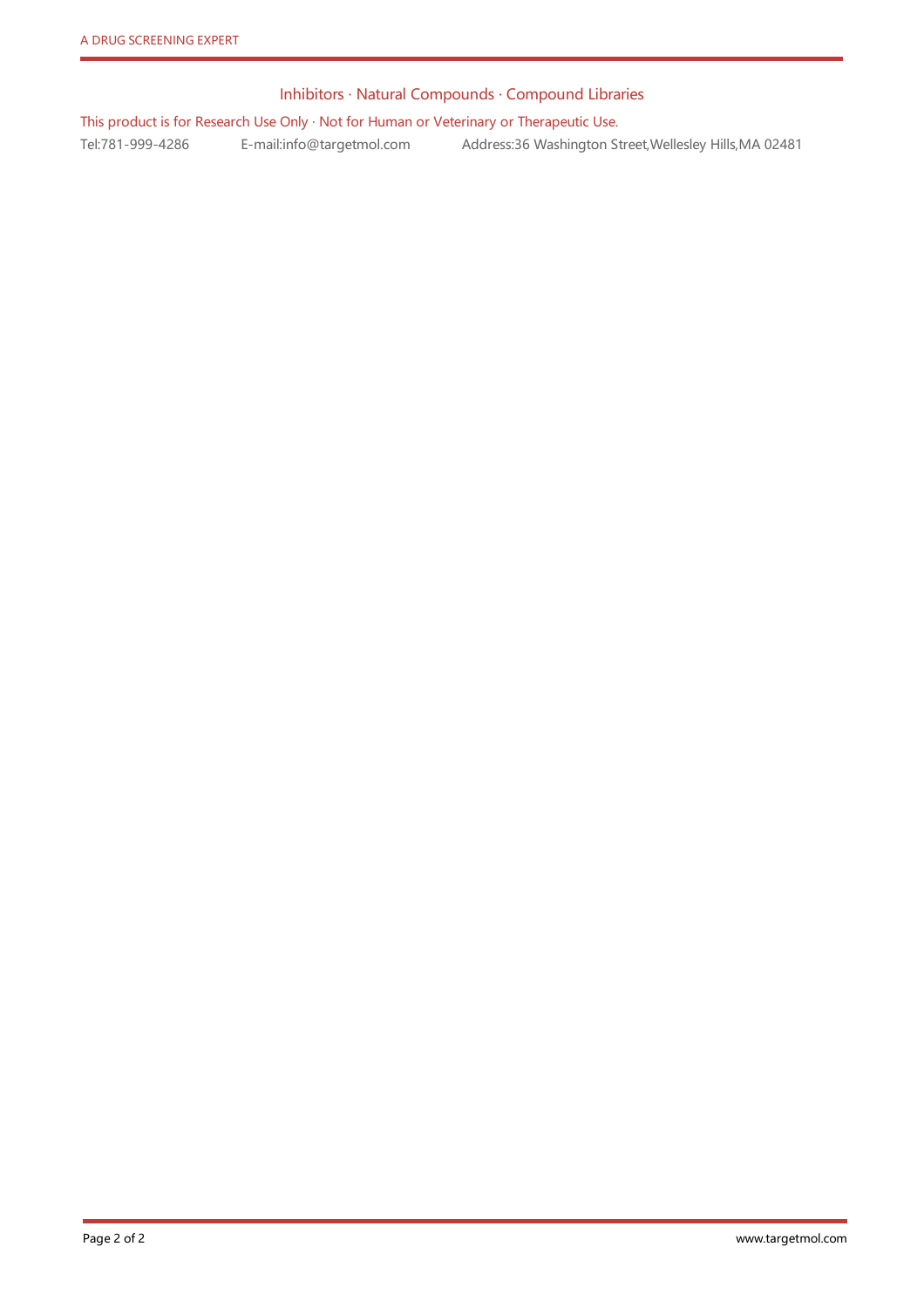Inhibitors · Natural Compounds · Compound Libraries

This product is for Research Use Only · Not for Human or Veterinary or Therapeutic Use.

Tel:781-999-4286 E-mail:info@targetmol.com Address:36 Washington Street,Wellesley Hills,MA 02481